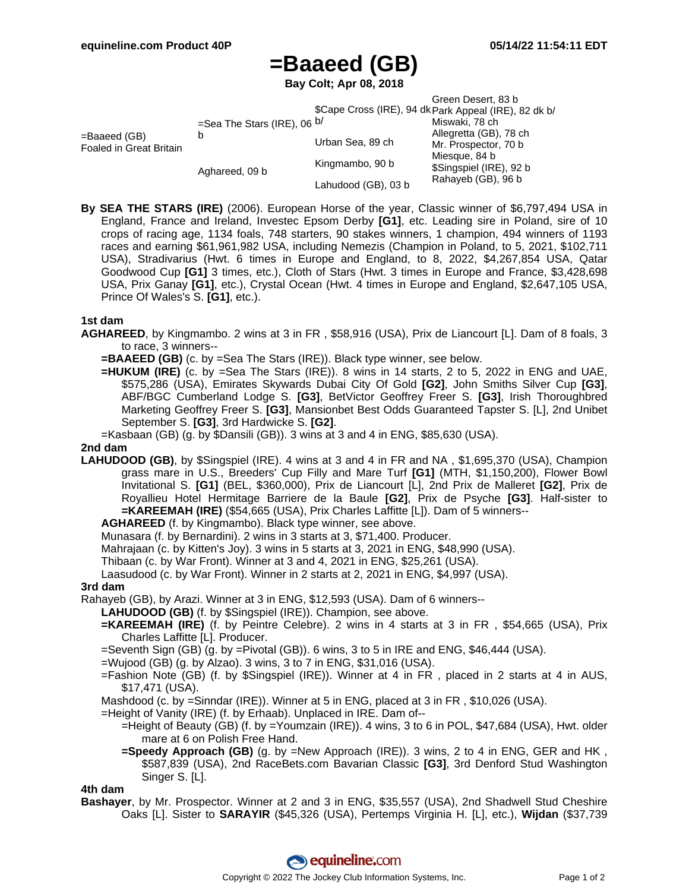# =Baaeed (GB)

**Bay Colt; Apr 08, 2018**

| | | | |
|---|---|---|---|
| =Baaeed (GB) Foaled in Great Britain | =Sea The Stars (IRE), 06 b | $Cape Cross (IRE), 94 dk b/ | Green Desert, 83 b |
| | | | Park Appeal (IRE), 82 dk b/ |
| | | Urban Sea, 89 ch | Miswaki, 78 ch |
| | | | Allegretta (GB), 78 ch |
| | Aghareed, 09 b | Kingmambo, 90 b | Mr. Prospector, 70 b |
| | | | Miesque, 84 b |
| | | Lahudood (GB), 03 b | $Singspiel (IRE), 92 b |
| | | | Rahayeb (GB), 96 b |

**By SEA THE STARS (IRE)** (2006). European Horse of the year, Classic winner of $6,797,494 USA in England, France and Ireland, Investec Epsom Derby **[G1]**, etc. Leading sire in Poland, sire of 10 crops of racing age, 1134 foals, 748 starters, 90 stakes winners, 1 champion, 494 winners of 1193 races and earning $61,961,982 USA, including Nemezis (Champion in Poland, to 5, 2021, $102,711 USA), Stradivarius (Hwt. 6 times in Europe and England, to 8, 2022, $4,267,854 USA, Qatar Goodwood Cup **[G1]** 3 times, etc.), Cloth of Stars (Hwt. 3 times in Europe and France, $3,428,698 USA, Prix Ganay **[G1]**, etc.), Crystal Ocean (Hwt. 4 times in Europe and England, $2,647,105 USA, Prince Of Wales's S. **[G1]**, etc.).

### 1st dam

**AGHAREED**, by Kingmambo. 2 wins at 3 in FR , $58,916 (USA), Prix de Liancourt [L]. Dam of 8 foals, 3 to race, 3 winners--

- **=BAAEED (GB)** (c. by =Sea The Stars (IRE)). Black type winner, see below.
- **=HUKUM (IRE)** (c. by =Sea The Stars (IRE)). 8 wins in 14 starts, 2 to 5, 2022 in ENG and UAE, $575,286 (USA), Emirates Skywards Dubai City Of Gold **[G2]**, John Smiths Silver Cup **[G3]**, ABF/BGC Cumberland Lodge S. **[G3]**, BetVictor Geoffrey Freer S. **[G3]**, Irish Thoroughbred Marketing Geoffrey Freer S. **[G3]**, Mansionbet Best Odds Guaranteed Tapster S. [L], 2nd Unibet September S. **[G3]**, 3rd Hardwicke S. **[G2]**.
- =Kasbaan (GB) (g. by $Dansili (GB)). 3 wins at 3 and 4 in ENG, $85,630 (USA).

### 2nd dam

**LAHUDOOD (GB)**, by $Singspiel (IRE). 4 wins at 3 and 4 in FR and NA , $1,695,370 (USA), Champion grass mare in U.S., Breeders' Cup Filly and Mare Turf **[G1]** (MTH, $1,150,200), Flower Bowl Invitational S. **[G1]** (BEL, $360,000), Prix de Liancourt [L], 2nd Prix de Malleret **[G2]**, Prix de Royallieu Hotel Hermitage Barriere de la Baule **[G2]**, Prix de Psyche **[G3]**. Half-sister to **=KAREEMAH (IRE)** ($54,665 (USA), Prix Charles Laffitte [L]). Dam of 5 winners--

- **AGHAREED** (f. by Kingmambo). Black type winner, see above.
- Munasara (f. by Bernardini). 2 wins in 3 starts at 3, $71,400. Producer.
- Mahrajaan (c. by Kitten's Joy). 3 wins in 5 starts at 3, 2021 in ENG, $48,990 (USA).
- Thibaan (c. by War Front). Winner at 3 and 4, 2021 in ENG, $25,261 (USA).
- Laasudood (c. by War Front). Winner in 2 starts at 2, 2021 in ENG, $4,997 (USA).

### 3rd dam

Rahayeb (GB), by Arazi. Winner at 3 in ENG, $12,593 (USA). Dam of 6 winners--

- **LAHUDOOD (GB)** (f. by $Singspiel (IRE)). Champion, see above.
- **=KAREEMAH (IRE)** (f. by Peintre Celebre). 2 wins in 4 starts at 3 in FR , $54,665 (USA), Prix Charles Laffitte [L]. Producer.
- =Seventh Sign (GB) (g. by =Pivotal (GB)). 6 wins, 3 to 5 in IRE and ENG, $46,444 (USA).
- =Wujood (GB) (g. by Alzao). 3 wins, 3 to 7 in ENG, $31,016 (USA).
- =Fashion Note (GB) (f. by $Singspiel (IRE)). Winner at 4 in FR , placed in 2 starts at 4 in AUS, $17,471 (USA).
- Mashdood (c. by =Sinndar (IRE)). Winner at 5 in ENG, placed at 3 in FR , $10,026 (USA).
- =Height of Vanity (IRE) (f. by Erhaab). Unplaced in IRE. Dam of--
  - =Height of Beauty (GB) (f. by =Youmzain (IRE)). 4 wins, 3 to 6 in POL, $47,684 (USA), Hwt. older mare at 6 on Polish Free Hand.
  - **=Speedy Approach (GB)** (g. by =New Approach (IRE)). 3 wins, 2 to 4 in ENG, GER and HK , $587,839 (USA), 2nd RaceBets.com Bavarian Classic **[G3]**, 3rd Denford Stud Washington Singer S. [L].

### 4th dam

**Bashayer**, by Mr. Prospector. Winner at 2 and 3 in ENG, $35,557 (USA), 2nd Shadwell Stud Cheshire Oaks [L]. Sister to **SARAYIR** ($45,326 (USA), Pertemps Virginia H. [L], etc.), **Wijdan** ($37,739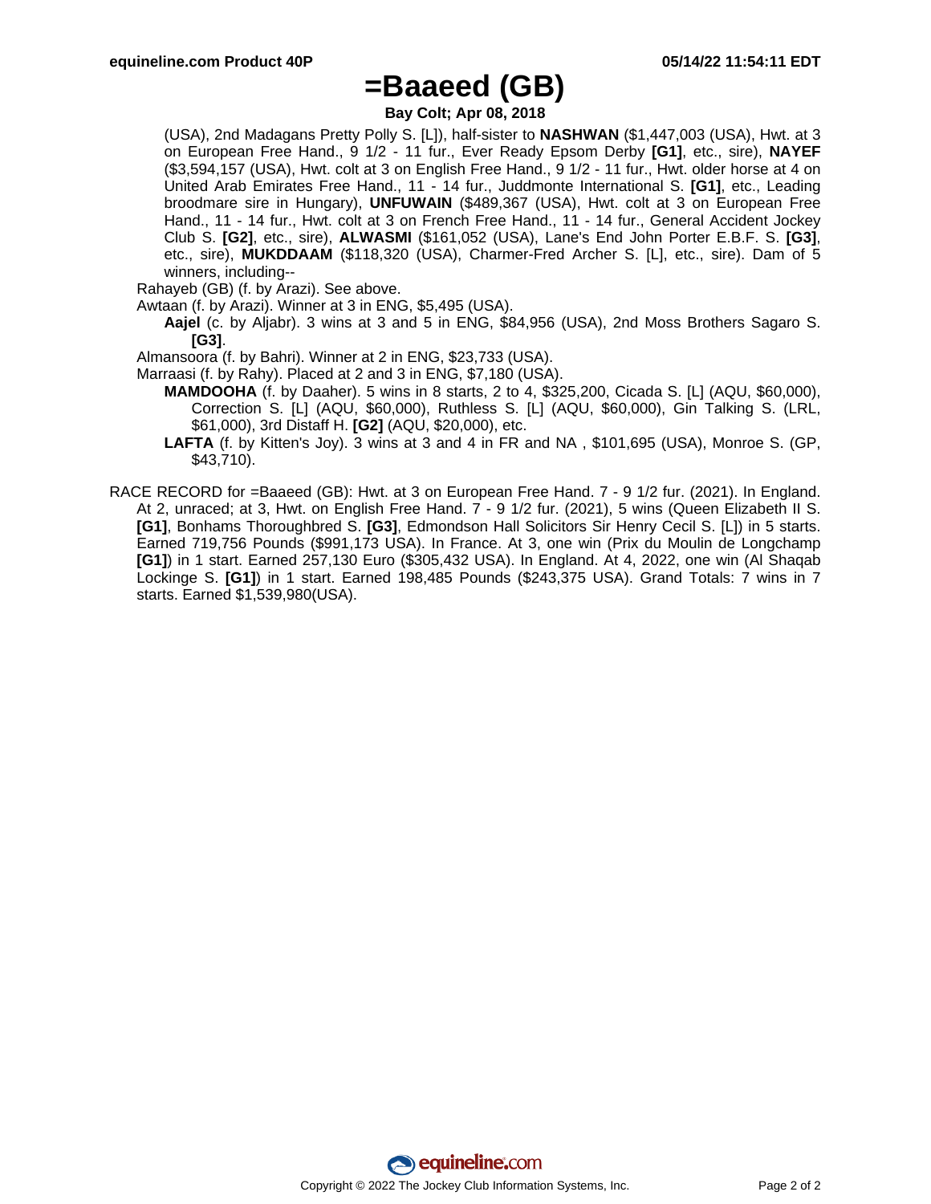# =Baaeed (GB)

**Bay Colt; Apr 08, 2018**

(USA), 2nd Madagans Pretty Polly S. [L]), half-sister to **NASHWAN** ($1,447,003 (USA), Hwt. at 3 on European Free Hand., 9 1/2 - 11 fur., Ever Ready Epsom Derby **[G1]**, etc., sire), **NAYEF** ($3,594,157 (USA), Hwt. colt at 3 on English Free Hand., 9 1/2 - 11 fur., Hwt. older horse at 4 on United Arab Emirates Free Hand., 11 - 14 fur., Juddmonte International S. **[G1]**, etc., Leading broodmare sire in Hungary), **UNFUWAIN** ($489,367 (USA), Hwt. colt at 3 on European Free Hand., 11 - 14 fur., Hwt. colt at 3 on French Free Hand., 11 - 14 fur., General Accident Jockey Club S. **[G2]**, etc., sire), **ALWASMI** ($161,052 (USA), Lane's End John Porter E.B.F. S. **[G3]**, etc., sire), **MUKDDAAM** ($118,320 (USA), Charmer-Fred Archer S. [L], etc., sire). Dam of 5 winners, including--

Rahayeb (GB) (f. by Arazi). See above.

Awtaan (f. by Arazi). Winner at 3 in ENG, $5,495 (USA).

- **Aajel** (c. by Aljabr). 3 wins at 3 and 5 in ENG, $84,956 (USA), 2nd Moss Brothers Sagaro S. **[G3]**.

Almansoora (f. by Bahri). Winner at 2 in ENG, $23,733 (USA).

Marraasi (f. by Rahy). Placed at 2 and 3 in ENG, $7,180 (USA).

- **MAMDOOHA** (f. by Daaher). 5 wins in 8 starts, 2 to 4, $325,200, Cicada S. [L] (AQU, $60,000), Correction S. [L] (AQU, $60,000), Ruthless S. [L] (AQU, $60,000), Gin Talking S. (LRL, $61,000), 3rd Distaff H. **[G2]** (AQU, $20,000), etc.
- **LAFTA** (f. by Kitten's Joy). 3 wins at 3 and 4 in FR and NA , $101,695 (USA), Monroe S. (GP, $43,710).

RACE RECORD for =Baaeed (GB): Hwt. at 3 on European Free Hand. 7 - 9 1/2 fur. (2021). In England. At 2, unraced; at 3, Hwt. on English Free Hand. 7 - 9 1/2 fur. (2021), 5 wins (Queen Elizabeth II S. **[G1]**, Bonhams Thoroughbred S. **[G3]**, Edmondson Hall Solicitors Sir Henry Cecil S. [L]) in 5 starts. Earned 719,756 Pounds ($991,173 USA). In France. At 3, one win (Prix du Moulin de Longchamp **[G1]**) in 1 start. Earned 257,130 Euro ($305,432 USA). In England. At 4, 2022, one win (Al Shaqab Lockinge S. **[G1]**) in 1 start. Earned 198,485 Pounds ($243,375 USA). Grand Totals: 7 wins in 7 starts. Earned $1,539,980(USA).